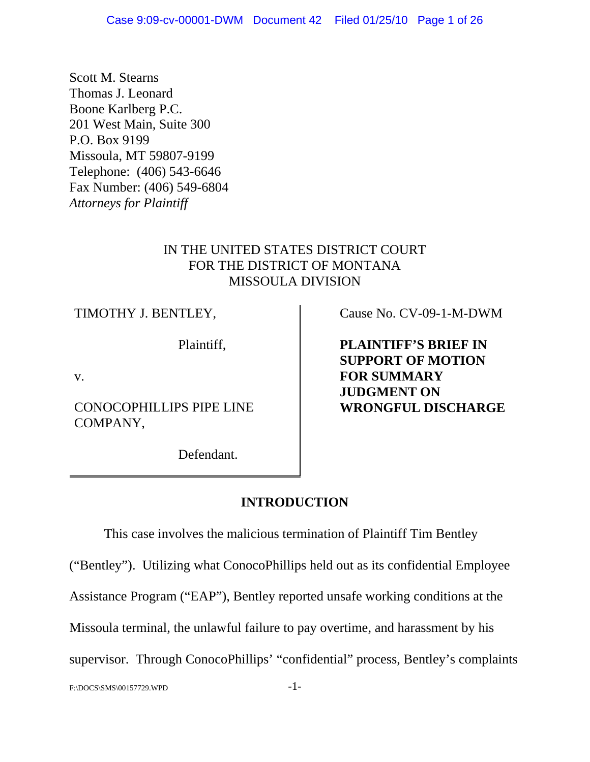Scott M. Stearns
Thomas J. Leonard
Boone Karlberg P.C.
201 West Main, Suite 300
P.O. Box 9199
Missoula, MT 59807-9199
Telephone: (406) 543-6646
Fax Number: (406) 549-6804
*Attorneys for Plaintiff*

IN THE UNITED STATES DISTRICT COURT
FOR THE DISTRICT OF MONTANA
MISSOULA DIVISION

| | |
|---|---|
| TIMOTHY J. BENTLEY,<br><br>Plaintiff,<br><br>v.<br><br>CONOCOPHILLIPS PIPE LINE COMPANY,<br><br>Defendant. | Cause No. CV-09-1-M-DWM<br><br>**PLAINTIFF'S BRIEF IN SUPPORT OF MOTION FOR SUMMARY JUDGMENT ON WRONGFUL DISCHARGE** |

## INTRODUCTION

This case involves the malicious termination of Plaintiff Tim Bentley ("Bentley"). Utilizing what ConocoPhillips held out as its confidential Employee Assistance Program ("EAP"), Bentley reported unsafe working conditions at the Missoula terminal, the unlawful failure to pay overtime, and harassment by his supervisor. Through ConocoPhillips' "confidential" process, Bentley's complaints

F:\DOCS\SMS\00157729.WPD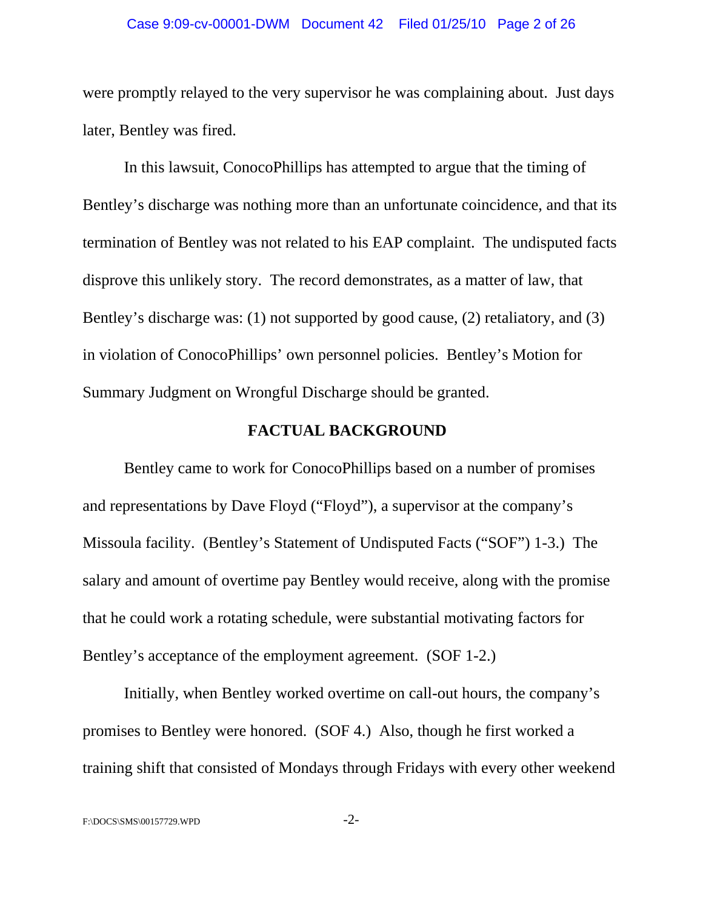were promptly relayed to the very supervisor he was complaining about. Just days later, Bentley was fired.

In this lawsuit, ConocoPhillips has attempted to argue that the timing of Bentley's discharge was nothing more than an unfortunate coincidence, and that its termination of Bentley was not related to his EAP complaint. The undisputed facts disprove this unlikely story. The record demonstrates, as a matter of law, that Bentley's discharge was: (1) not supported by good cause, (2) retaliatory, and (3) in violation of ConocoPhillips' own personnel policies. Bentley's Motion for Summary Judgment on Wrongful Discharge should be granted.

## FACTUAL BACKGROUND

Bentley came to work for ConocoPhillips based on a number of promises and representations by Dave Floyd ("Floyd"), a supervisor at the company's Missoula facility. (Bentley's Statement of Undisputed Facts ("SOF") 1-3.) The salary and amount of overtime pay Bentley would receive, along with the promise that he could work a rotating schedule, were substantial motivating factors for Bentley's acceptance of the employment agreement. (SOF 1-2.)

Initially, when Bentley worked overtime on call-out hours, the company's promises to Bentley were honored. (SOF 4.) Also, though he first worked a training shift that consisted of Mondays through Fridays with every other weekend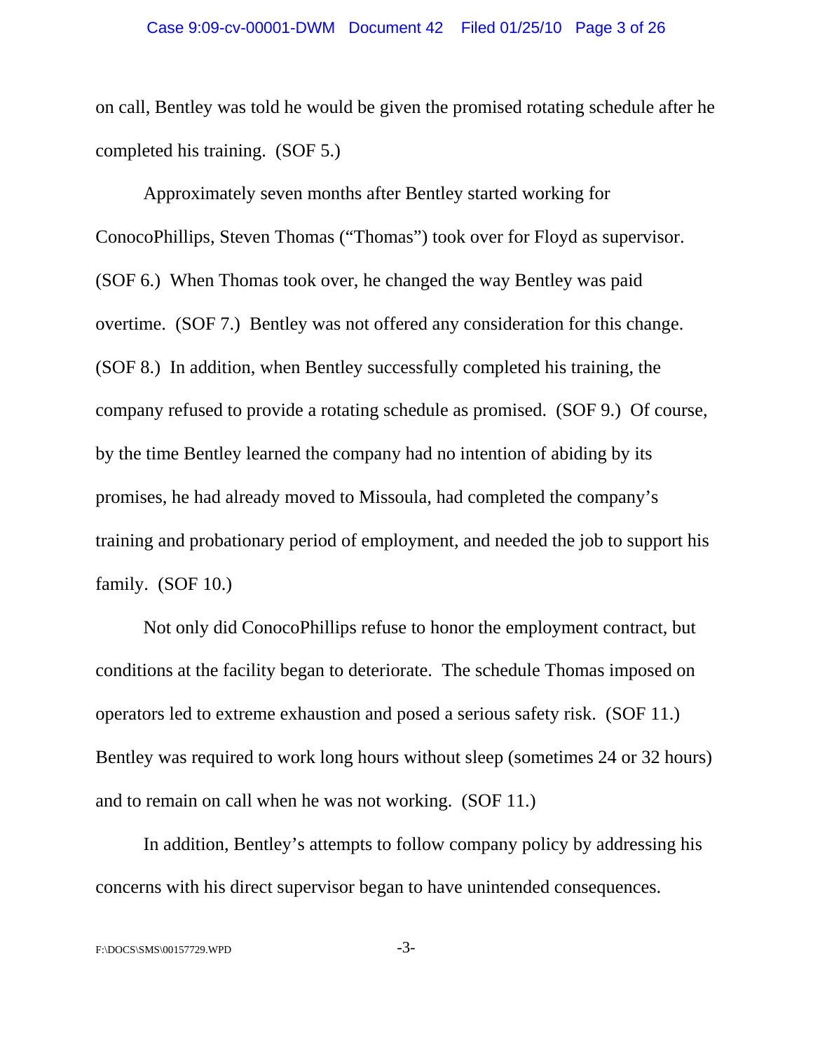on call, Bentley was told he would be given the promised rotating schedule after he completed his training. (SOF 5.)

Approximately seven months after Bentley started working for ConocoPhillips, Steven Thomas ("Thomas") took over for Floyd as supervisor. (SOF 6.) When Thomas took over, he changed the way Bentley was paid overtime. (SOF 7.) Bentley was not offered any consideration for this change. (SOF 8.) In addition, when Bentley successfully completed his training, the company refused to provide a rotating schedule as promised. (SOF 9.) Of course, by the time Bentley learned the company had no intention of abiding by its promises, he had already moved to Missoula, had completed the company's training and probationary period of employment, and needed the job to support his family. (SOF 10.)

Not only did ConocoPhillips refuse to honor the employment contract, but conditions at the facility began to deteriorate. The schedule Thomas imposed on operators led to extreme exhaustion and posed a serious safety risk. (SOF 11.) Bentley was required to work long hours without sleep (sometimes 24 or 32 hours) and to remain on call when he was not working. (SOF 11.)

In addition, Bentley's attempts to follow company policy by addressing his concerns with his direct supervisor began to have unintended consequences.

F:\DOCS\SMS\00157729.WPD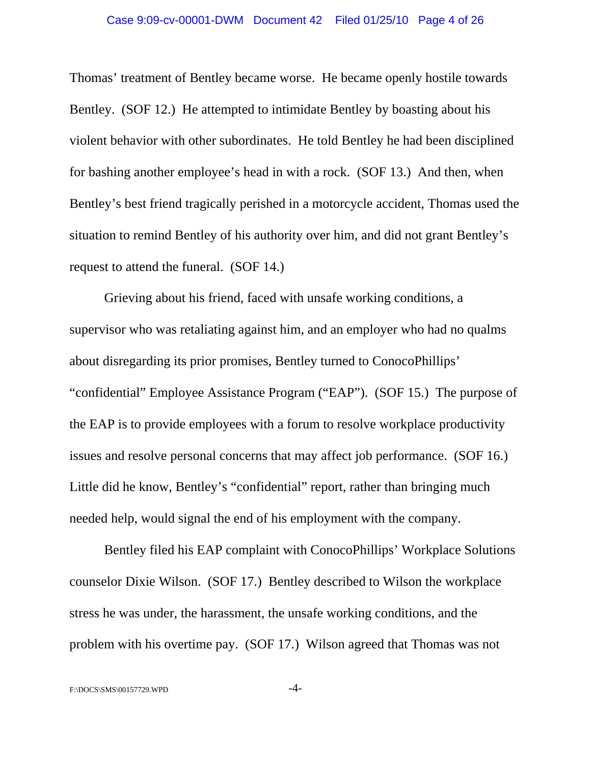Thomas' treatment of Bentley became worse. He became openly hostile towards Bentley. (SOF 12.) He attempted to intimidate Bentley by boasting about his violent behavior with other subordinates. He told Bentley he had been disciplined for bashing another employee's head in with a rock. (SOF 13.) And then, when Bentley's best friend tragically perished in a motorcycle accident, Thomas used the situation to remind Bentley of his authority over him, and did not grant Bentley's request to attend the funeral. (SOF 14.)

Grieving about his friend, faced with unsafe working conditions, a supervisor who was retaliating against him, and an employer who had no qualms about disregarding its prior promises, Bentley turned to ConocoPhillips' "confidential" Employee Assistance Program ("EAP"). (SOF 15.) The purpose of the EAP is to provide employees with a forum to resolve workplace productivity issues and resolve personal concerns that may affect job performance. (SOF 16.) Little did he know, Bentley's "confidential" report, rather than bringing much needed help, would signal the end of his employment with the company.

Bentley filed his EAP complaint with ConocoPhillips' Workplace Solutions counselor Dixie Wilson. (SOF 17.) Bentley described to Wilson the workplace stress he was under, the harassment, the unsafe working conditions, and the problem with his overtime pay. (SOF 17.) Wilson agreed that Thomas was not

F:\DOCS\SMS\00157729.WPD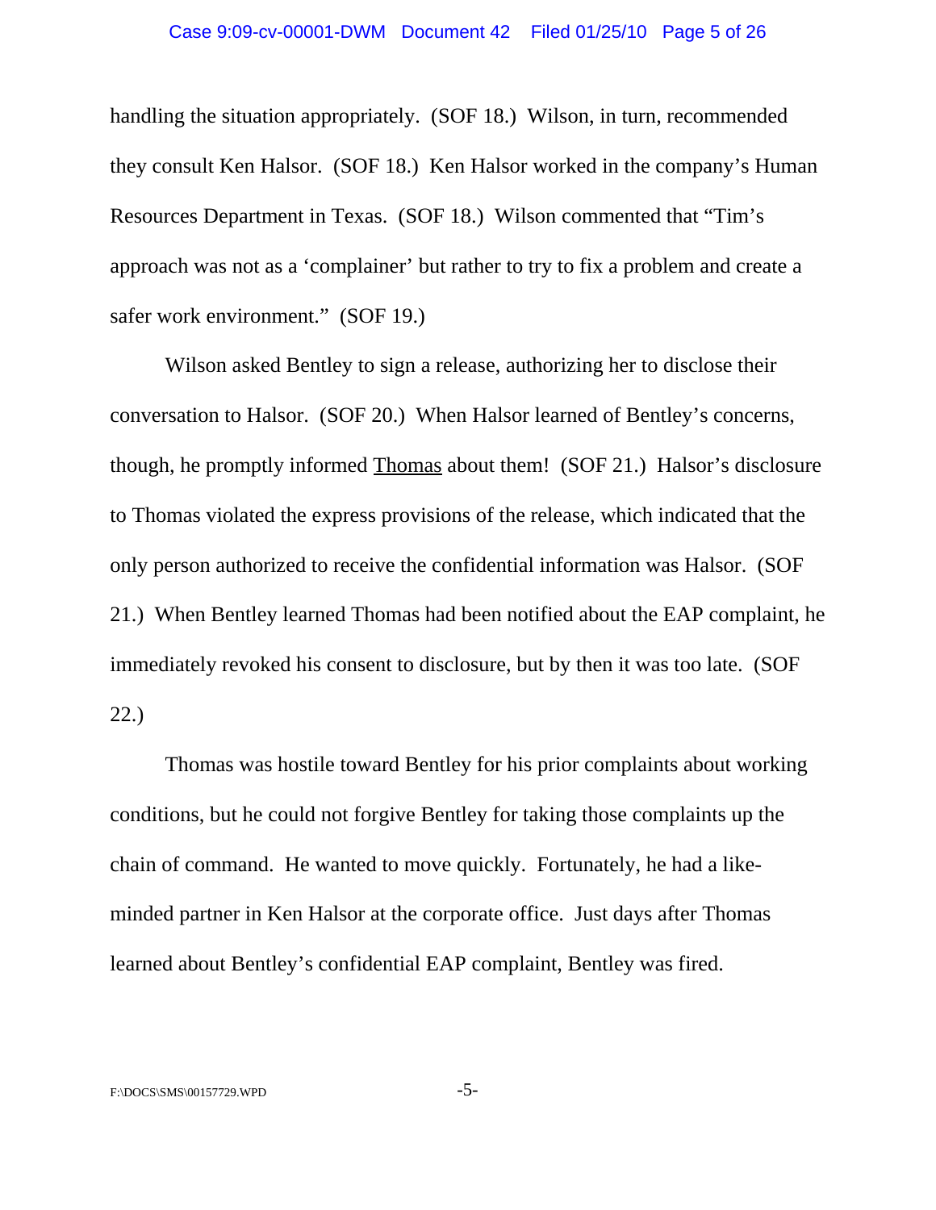handling the situation appropriately. (SOF 18.) Wilson, in turn, recommended they consult Ken Halsor. (SOF 18.) Ken Halsor worked in the company's Human Resources Department in Texas. (SOF 18.) Wilson commented that "Tim's approach was not as a 'complainer' but rather to try to fix a problem and create a safer work environment." (SOF 19.)

Wilson asked Bentley to sign a release, authorizing her to disclose their conversation to Halsor. (SOF 20.) When Halsor learned of Bentley's concerns, though, he promptly informed <u>Thomas</u> about them! (SOF 21.) Halsor's disclosure to Thomas violated the express provisions of the release, which indicated that the only person authorized to receive the confidential information was Halsor. (SOF 21.) When Bentley learned Thomas had been notified about the EAP complaint, he immediately revoked his consent to disclosure, but by then it was too late. (SOF 22.)

Thomas was hostile toward Bentley for his prior complaints about working conditions, but he could not forgive Bentley for taking those complaints up the chain of command. He wanted to move quickly. Fortunately, he had a like-minded partner in Ken Halsor at the corporate office. Just days after Thomas learned about Bentley's confidential EAP complaint, Bentley was fired.

F:\DOCS\SMS\00157729.WPD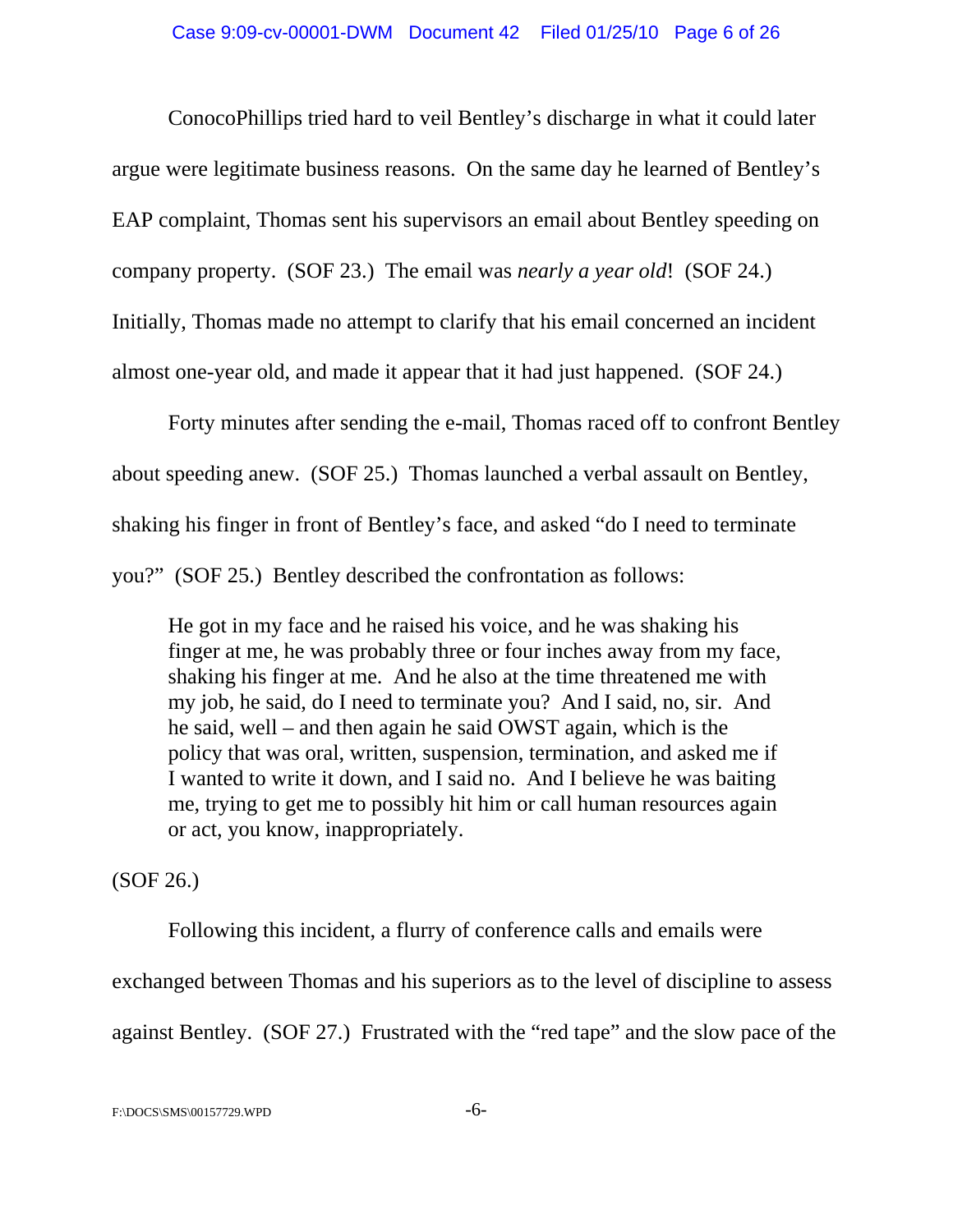ConocoPhillips tried hard to veil Bentley's discharge in what it could later argue were legitimate business reasons. On the same day he learned of Bentley's EAP complaint, Thomas sent his supervisors an email about Bentley speeding on company property. (SOF 23.) The email was *nearly a year old*! (SOF 24.) Initially, Thomas made no attempt to clarify that his email concerned an incident almost one-year old, and made it appear that it had just happened. (SOF 24.)

Forty minutes after sending the e-mail, Thomas raced off to confront Bentley about speeding anew. (SOF 25.) Thomas launched a verbal assault on Bentley, shaking his finger in front of Bentley's face, and asked "do I need to terminate you?" (SOF 25.) Bentley described the confrontation as follows:

> He got in my face and he raised his voice, and he was shaking his finger at me, he was probably three or four inches away from my face, shaking his finger at me. And he also at the time threatened me with my job, he said, do I need to terminate you? And I said, no, sir. And he said, well – and then again he said OWST again, which is the policy that was oral, written, suspension, termination, and asked me if I wanted to write it down, and I said no. And I believe he was baiting me, trying to get me to possibly hit him or call human resources again or act, you know, inappropriately.

(SOF 26.)

Following this incident, a flurry of conference calls and emails were exchanged between Thomas and his superiors as to the level of discipline to assess against Bentley. (SOF 27.) Frustrated with the "red tape" and the slow pace of the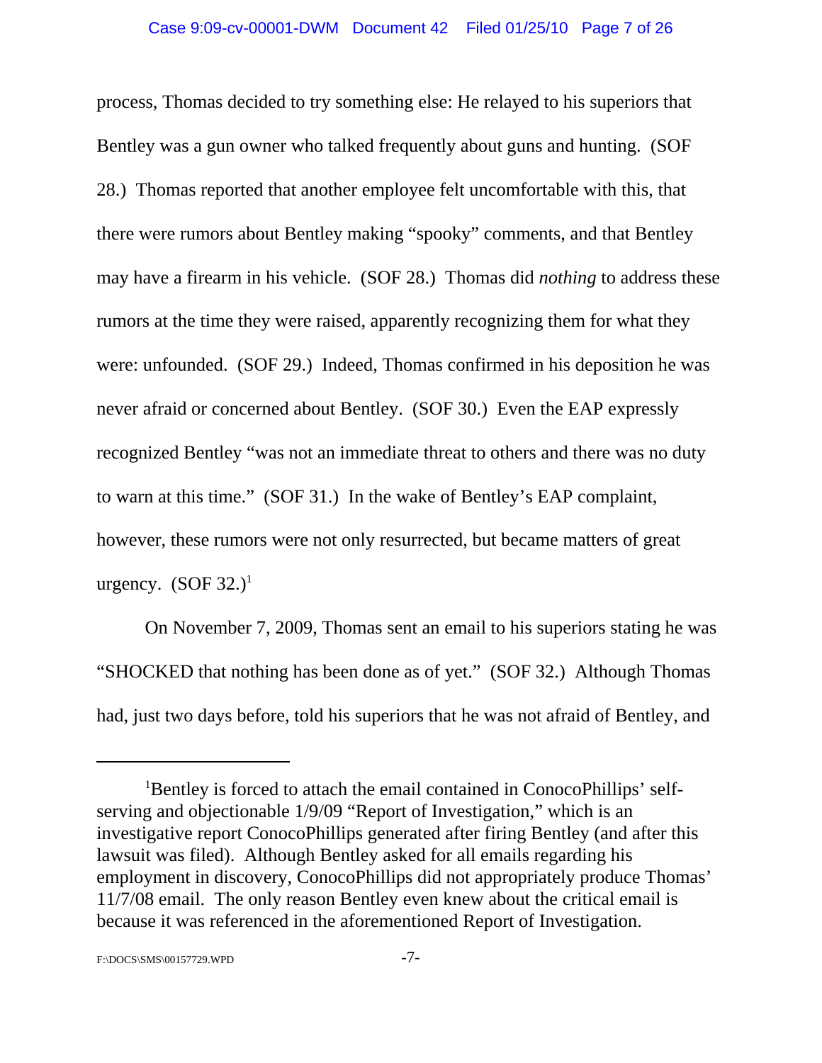process, Thomas decided to try something else: He relayed to his superiors that Bentley was a gun owner who talked frequently about guns and hunting. (SOF 28.) Thomas reported that another employee felt uncomfortable with this, that there were rumors about Bentley making "spooky" comments, and that Bentley may have a firearm in his vehicle. (SOF 28.) Thomas did *nothing* to address these rumors at the time they were raised, apparently recognizing them for what they were: unfounded. (SOF 29.) Indeed, Thomas confirmed in his deposition he was never afraid or concerned about Bentley. (SOF 30.) Even the EAP expressly recognized Bentley "was not an immediate threat to others and there was no duty to warn at this time." (SOF 31.) In the wake of Bentley's EAP complaint, however, these rumors were not only resurrected, but became matters of great urgency. (SOF 32.)[1]

On November 7, 2009, Thomas sent an email to his superiors stating he was "SHOCKED that nothing has been done as of yet." (SOF 32.) Although Thomas had, just two days before, told his superiors that he was not afraid of Bentley, and

---

[1] Bentley is forced to attach the email contained in ConocoPhillips' self-serving and objectionable 1/9/09 "Report of Investigation," which is an investigative report ConocoPhillips generated after firing Bentley (and after this lawsuit was filed). Although Bentley asked for all emails regarding his employment in discovery, ConocoPhillips did not appropriately produce Thomas' 11/7/08 email. The only reason Bentley even knew about the critical email is because it was referenced in the aforementioned Report of Investigation.

F:\DOCS\SMS\00157729.WPD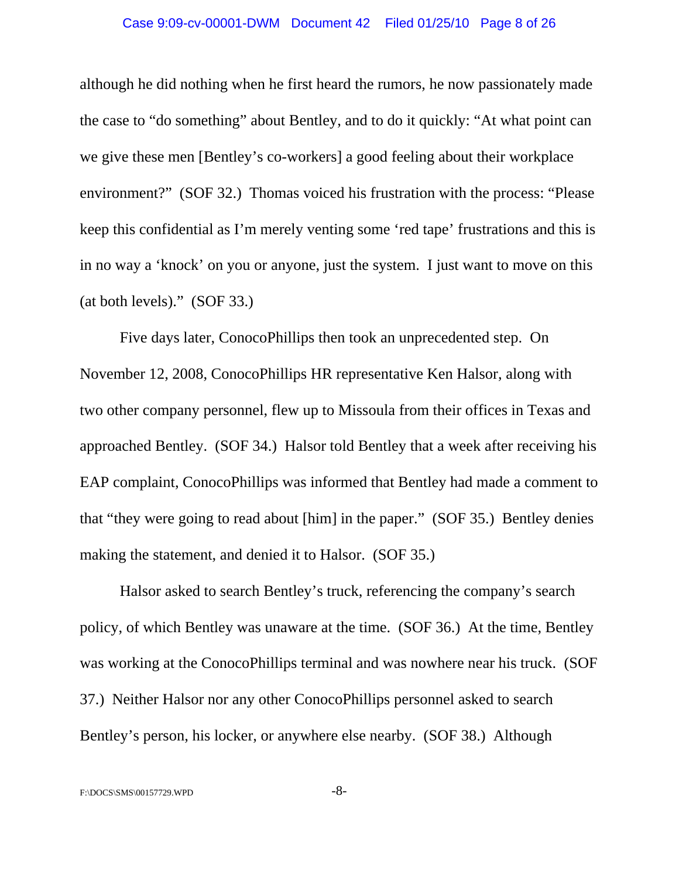although he did nothing when he first heard the rumors, he now passionately made the case to "do something" about Bentley, and to do it quickly: "At what point can we give these men [Bentley's co-workers] a good feeling about their workplace environment?" (SOF 32.) Thomas voiced his frustration with the process: "Please keep this confidential as I'm merely venting some 'red tape' frustrations and this is in no way a 'knock' on you or anyone, just the system. I just want to move on this (at both levels)." (SOF 33.)

Five days later, ConocoPhillips then took an unprecedented step. On November 12, 2008, ConocoPhillips HR representative Ken Halsor, along with two other company personnel, flew up to Missoula from their offices in Texas and approached Bentley. (SOF 34.) Halsor told Bentley that a week after receiving his EAP complaint, ConocoPhillips was informed that Bentley had made a comment to that "they were going to read about [him] in the paper." (SOF 35.) Bentley denies making the statement, and denied it to Halsor. (SOF 35.)

Halsor asked to search Bentley's truck, referencing the company's search policy, of which Bentley was unaware at the time. (SOF 36.) At the time, Bentley was working at the ConocoPhillips terminal and was nowhere near his truck. (SOF 37.) Neither Halsor nor any other ConocoPhillips personnel asked to search Bentley's person, his locker, or anywhere else nearby. (SOF 38.) Although

F:\DOCS\SMS\00157729.WPD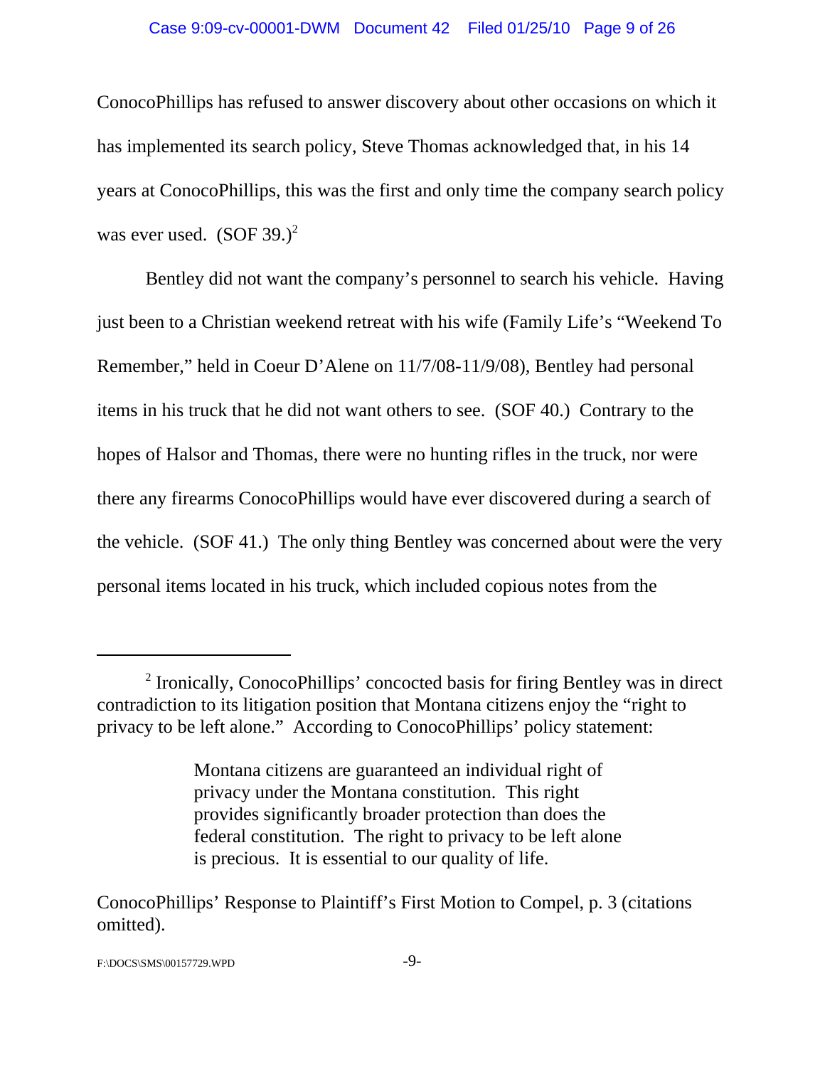ConocoPhillips has refused to answer discovery about other occasions on which it has implemented its search policy, Steve Thomas acknowledged that, in his 14 years at ConocoPhillips, this was the first and only time the company search policy was ever used. (SOF 39.)[2]

Bentley did not want the company's personnel to search his vehicle. Having just been to a Christian weekend retreat with his wife (Family Life's "Weekend To Remember," held in Coeur D'Alene on 11/7/08-11/9/08), Bentley had personal items in his truck that he did not want others to see. (SOF 40.) Contrary to the hopes of Halsor and Thomas, there were no hunting rifles in the truck, nor were there any firearms ConocoPhillips would have ever discovered during a search of the vehicle. (SOF 41.) The only thing Bentley was concerned about were the very personal items located in his truck, which included copious notes from the

---

[2] Ironically, ConocoPhillips' concocted basis for firing Bentley was in direct contradiction to its litigation position that Montana citizens enjoy the "right to privacy to be left alone." According to ConocoPhillips' policy statement:

> Montana citizens are guaranteed an individual right of privacy under the Montana constitution. This right provides significantly broader protection than does the federal constitution. The right to privacy to be left alone is precious. It is essential to our quality of life.

ConocoPhillips' Response to Plaintiff's First Motion to Compel, p. 3 (citations omitted).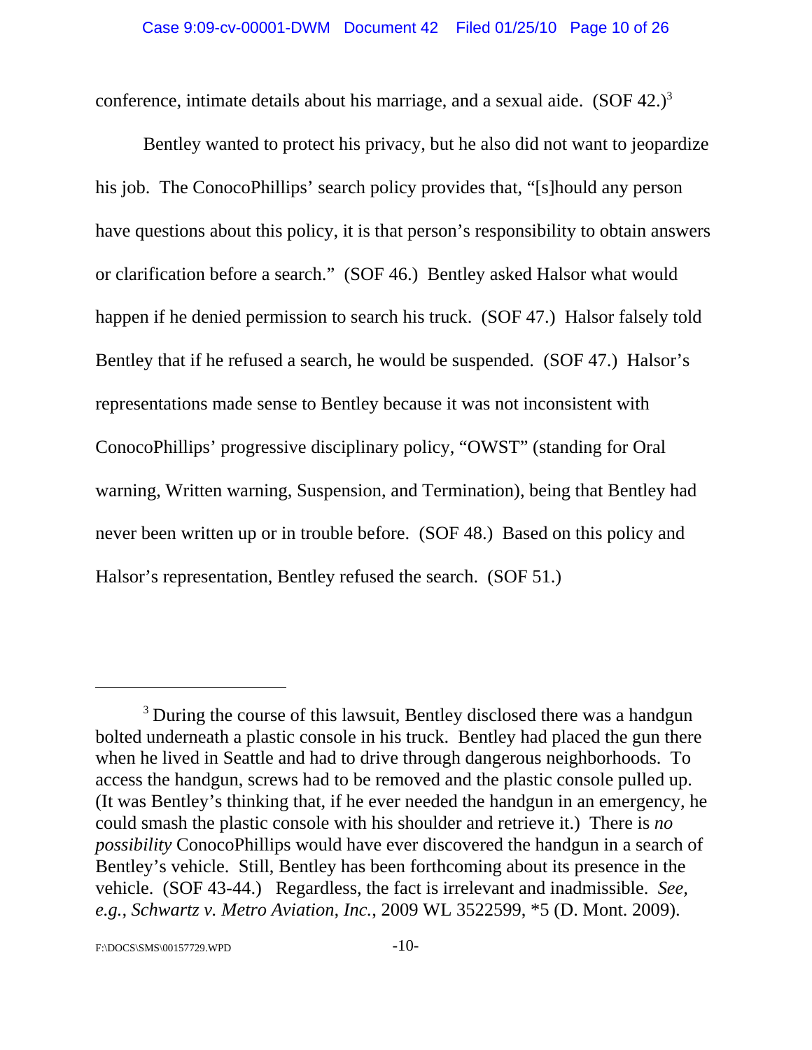conference, intimate details about his marriage, and a sexual aide. (SOF 42.)[3]

Bentley wanted to protect his privacy, but he also did not want to jeopardize his job. The ConocoPhillips' search policy provides that, "[s]hould any person have questions about this policy, it is that person's responsibility to obtain answers or clarification before a search." (SOF 46.) Bentley asked Halsor what would happen if he denied permission to search his truck. (SOF 47.) Halsor falsely told Bentley that if he refused a search, he would be suspended. (SOF 47.) Halsor's representations made sense to Bentley because it was not inconsistent with ConocoPhillips' progressive disciplinary policy, "OWST" (standing for Oral warning, Written warning, Suspension, and Termination), being that Bentley had never been written up or in trouble before. (SOF 48.) Based on this policy and Halsor's representation, Bentley refused the search. (SOF 51.)

---

[3] During the course of this lawsuit, Bentley disclosed there was a handgun bolted underneath a plastic console in his truck. Bentley had placed the gun there when he lived in Seattle and had to drive through dangerous neighborhoods. To access the handgun, screws had to be removed and the plastic console pulled up. (It was Bentley's thinking that, if he ever needed the handgun in an emergency, he could smash the plastic console with his shoulder and retrieve it.) There is *no possibility* ConocoPhillips would have ever discovered the handgun in a search of Bentley's vehicle. Still, Bentley has been forthcoming about its presence in the vehicle. (SOF 43-44.) Regardless, the fact is irrelevant and inadmissible. *See, e.g., Schwartz v. Metro Aviation, Inc.*, 2009 WL 3522599, *5 (D. Mont. 2009).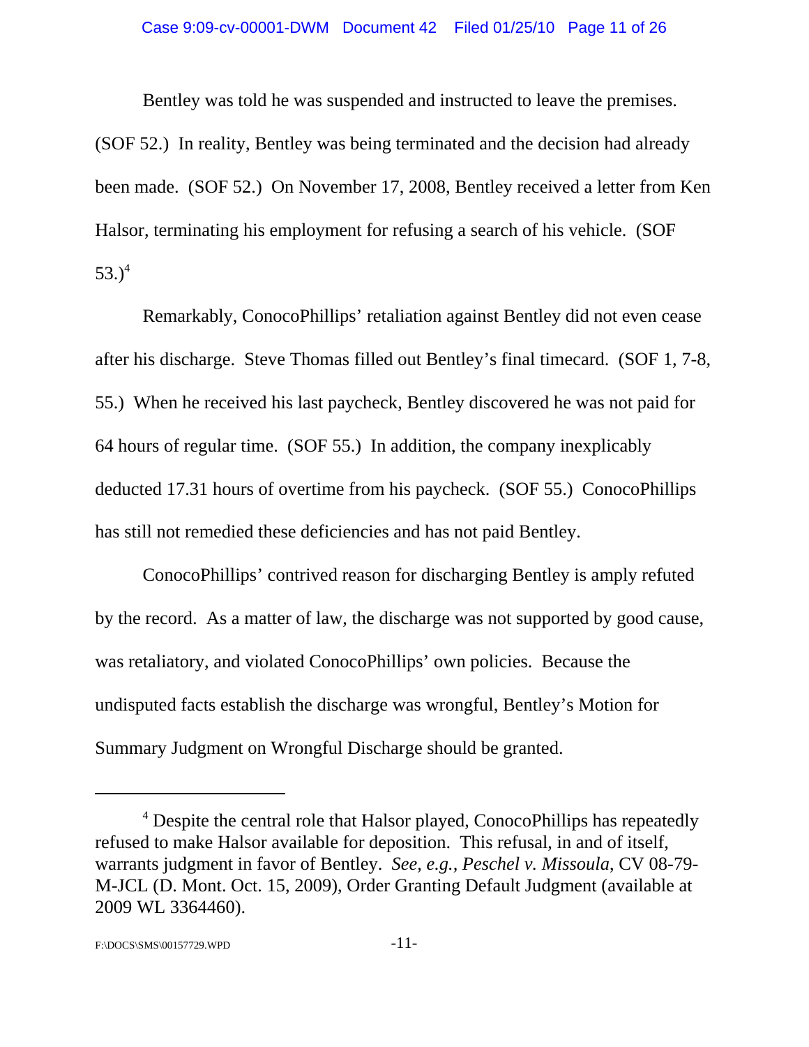Bentley was told he was suspended and instructed to leave the premises. (SOF 52.) In reality, Bentley was being terminated and the decision had already been made. (SOF 52.) On November 17, 2008, Bentley received a letter from Ken Halsor, terminating his employment for refusing a search of his vehicle. (SOF 53.)[4]

Remarkably, ConocoPhillips' retaliation against Bentley did not even cease after his discharge. Steve Thomas filled out Bentley's final timecard. (SOF 1, 7-8, 55.) When he received his last paycheck, Bentley discovered he was not paid for 64 hours of regular time. (SOF 55.) In addition, the company inexplicably deducted 17.31 hours of overtime from his paycheck. (SOF 55.) ConocoPhillips has still not remedied these deficiencies and has not paid Bentley.

ConocoPhillips' contrived reason for discharging Bentley is amply refuted by the record. As a matter of law, the discharge was not supported by good cause, was retaliatory, and violated ConocoPhillips' own policies. Because the undisputed facts establish the discharge was wrongful, Bentley's Motion for Summary Judgment on Wrongful Discharge should be granted.

---

[4] Despite the central role that Halsor played, ConocoPhillips has repeatedly refused to make Halsor available for deposition. This refusal, in and of itself, warrants judgment in favor of Bentley. *See, e.g., Peschel v. Missoula*, CV 08-79-M-JCL (D. Mont. Oct. 15, 2009), Order Granting Default Judgment (available at 2009 WL 3364460).

F:\DOCS\SMS\00157729.WPD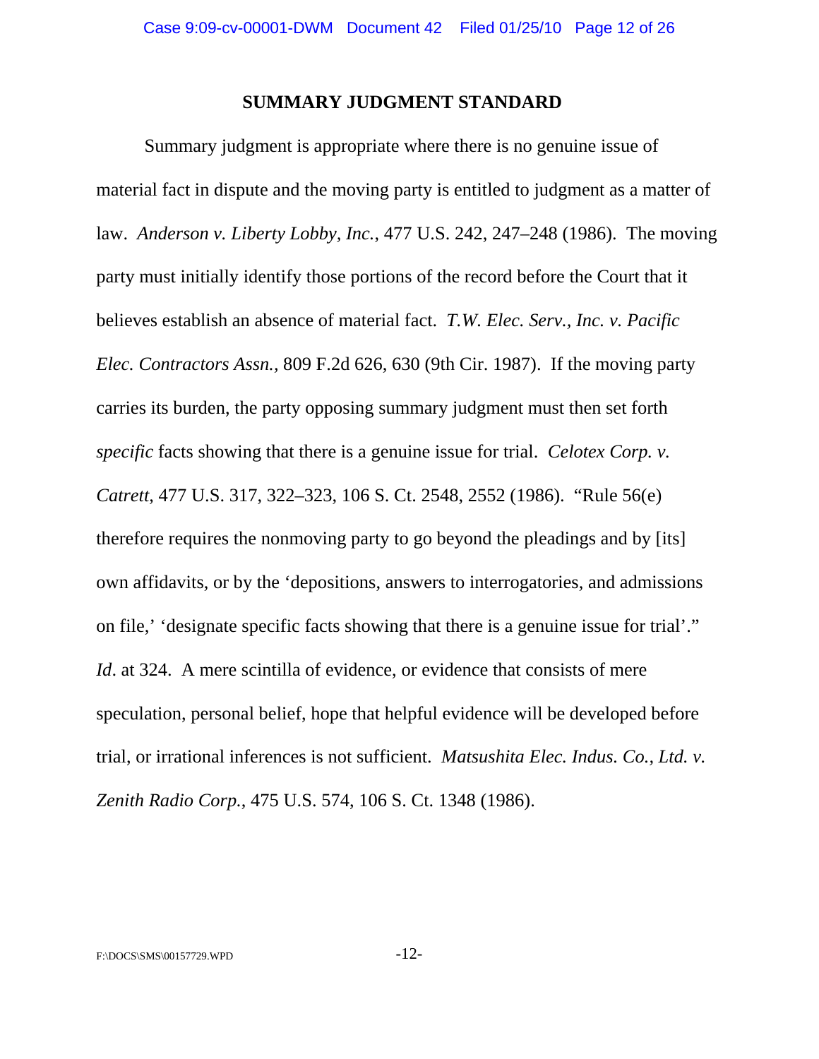## SUMMARY JUDGMENT STANDARD

Summary judgment is appropriate where there is no genuine issue of material fact in dispute and the moving party is entitled to judgment as a matter of law. *Anderson v. Liberty Lobby, Inc.*, 477 U.S. 242, 247–248 (1986). The moving party must initially identify those portions of the record before the Court that it believes establish an absence of material fact. *T.W. Elec. Serv., Inc. v. Pacific Elec. Contractors Assn.*, 809 F.2d 626, 630 (9th Cir. 1987). If the moving party carries its burden, the party opposing summary judgment must then set forth *specific* facts showing that there is a genuine issue for trial. *Celotex Corp. v. Catrett*, 477 U.S. 317, 322–323, 106 S. Ct. 2548, 2552 (1986). "Rule 56(e) therefore requires the nonmoving party to go beyond the pleadings and by [its] own affidavits, or by the 'depositions, answers to interrogatories, and admissions on file,' 'designate specific facts showing that there is a genuine issue for trial'." *Id*. at 324. A mere scintilla of evidence, or evidence that consists of mere speculation, personal belief, hope that helpful evidence will be developed before trial, or irrational inferences is not sufficient. *Matsushita Elec. Indus. Co., Ltd. v. Zenith Radio Corp.*, 475 U.S. 574, 106 S. Ct. 1348 (1986).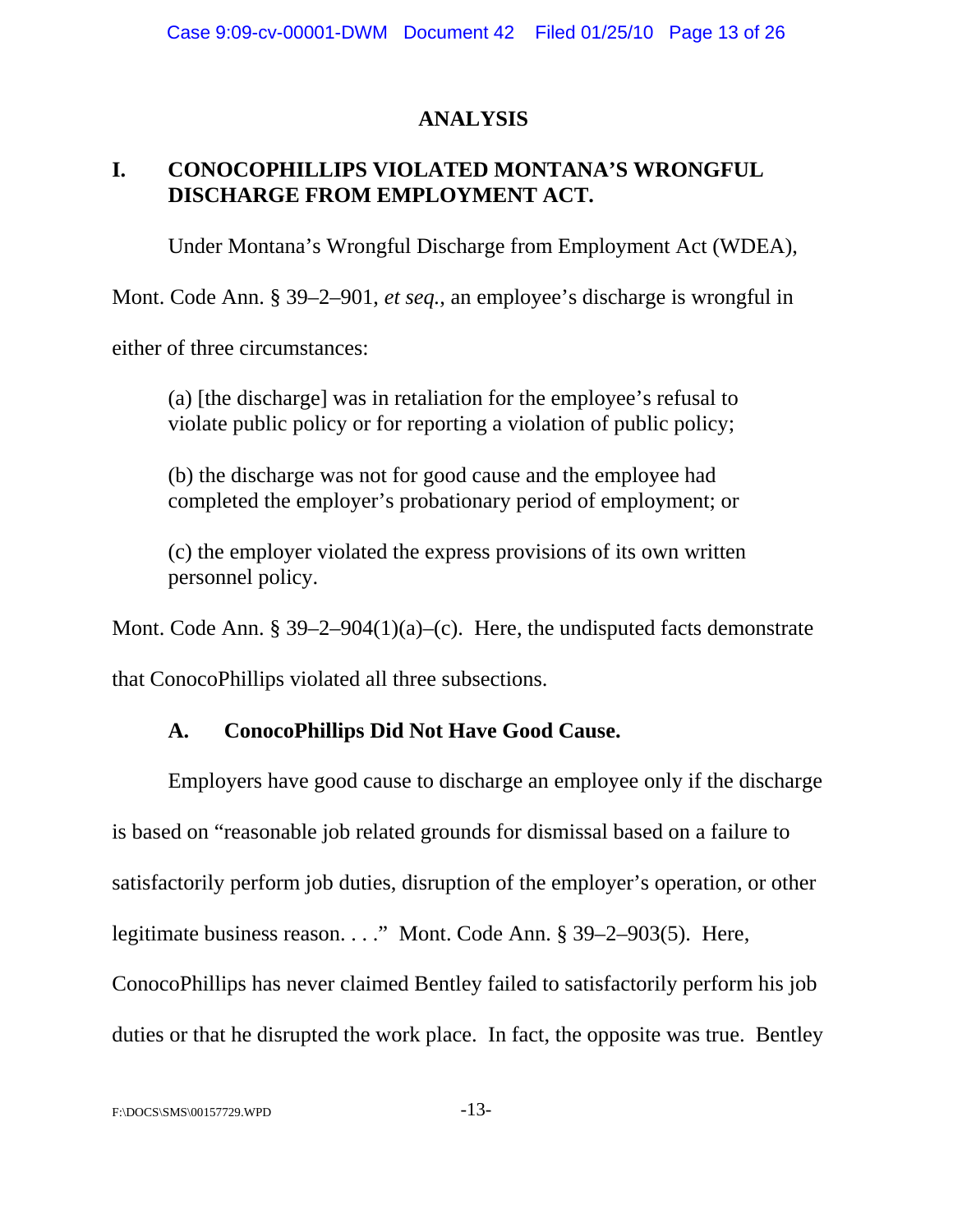## ANALYSIS

### I. CONOCOPHILLIPS VIOLATED MONTANA'S WRONGFUL DISCHARGE FROM EMPLOYMENT ACT.

Under Montana's Wrongful Discharge from Employment Act (WDEA), Mont. Code Ann. § 39–2–901, *et seq.*, an employee's discharge is wrongful in either of three circumstances:

> (a) [the discharge] was in retaliation for the employee's refusal to violate public policy or for reporting a violation of public policy;
>
> (b) the discharge was not for good cause and the employee had completed the employer's probationary period of employment; or
>
> (c) the employer violated the express provisions of its own written personnel policy.

Mont. Code Ann. § 39–2–904(1)(a)–(c). Here, the undisputed facts demonstrate that ConocoPhillips violated all three subsections.

#### A. ConocoPhillips Did Not Have Good Cause.

Employers have good cause to discharge an employee only if the discharge is based on "reasonable job related grounds for dismissal based on a failure to satisfactorily perform job duties, disruption of the employer's operation, or other legitimate business reason. . . ." Mont. Code Ann. § 39–2–903(5). Here, ConocoPhillips has never claimed Bentley failed to satisfactorily perform his job duties or that he disrupted the work place. In fact, the opposite was true. Bentley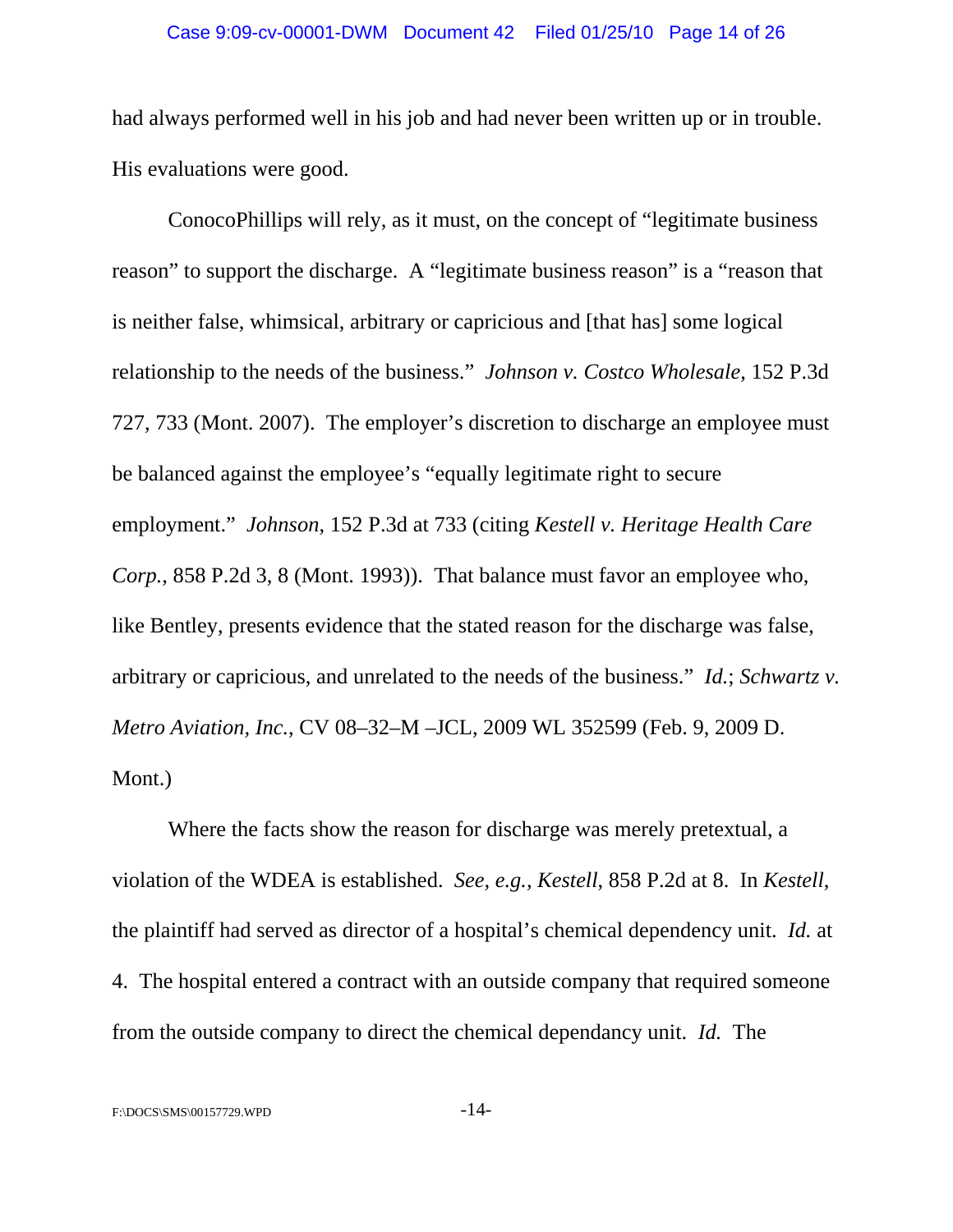had always performed well in his job and had never been written up or in trouble. His evaluations were good.

ConocoPhillips will rely, as it must, on the concept of "legitimate business reason" to support the discharge. A "legitimate business reason" is a "reason that is neither false, whimsical, arbitrary or capricious and [that has] some logical relationship to the needs of the business." *Johnson v. Costco Wholesale*, 152 P.3d 727, 733 (Mont. 2007). The employer's discretion to discharge an employee must be balanced against the employee's "equally legitimate right to secure employment." *Johnson*, 152 P.3d at 733 (citing *Kestell v. Heritage Health Care Corp.*, 858 P.2d 3, 8 (Mont. 1993)). That balance must favor an employee who, like Bentley, presents evidence that the stated reason for the discharge was false, arbitrary or capricious, and unrelated to the needs of the business." *Id.*; *Schwartz v. Metro Aviation, Inc.*, CV 08–32–M –JCL, 2009 WL 352599 (Feb. 9, 2009 D. Mont.)

Where the facts show the reason for discharge was merely pretextual, a violation of the WDEA is established. *See, e.g.*, *Kestell*, 858 P.2d at 8. In *Kestell*, the plaintiff had served as director of a hospital's chemical dependency unit. *Id.* at 4. The hospital entered a contract with an outside company that required someone from the outside company to direct the chemical dependancy unit. *Id.* The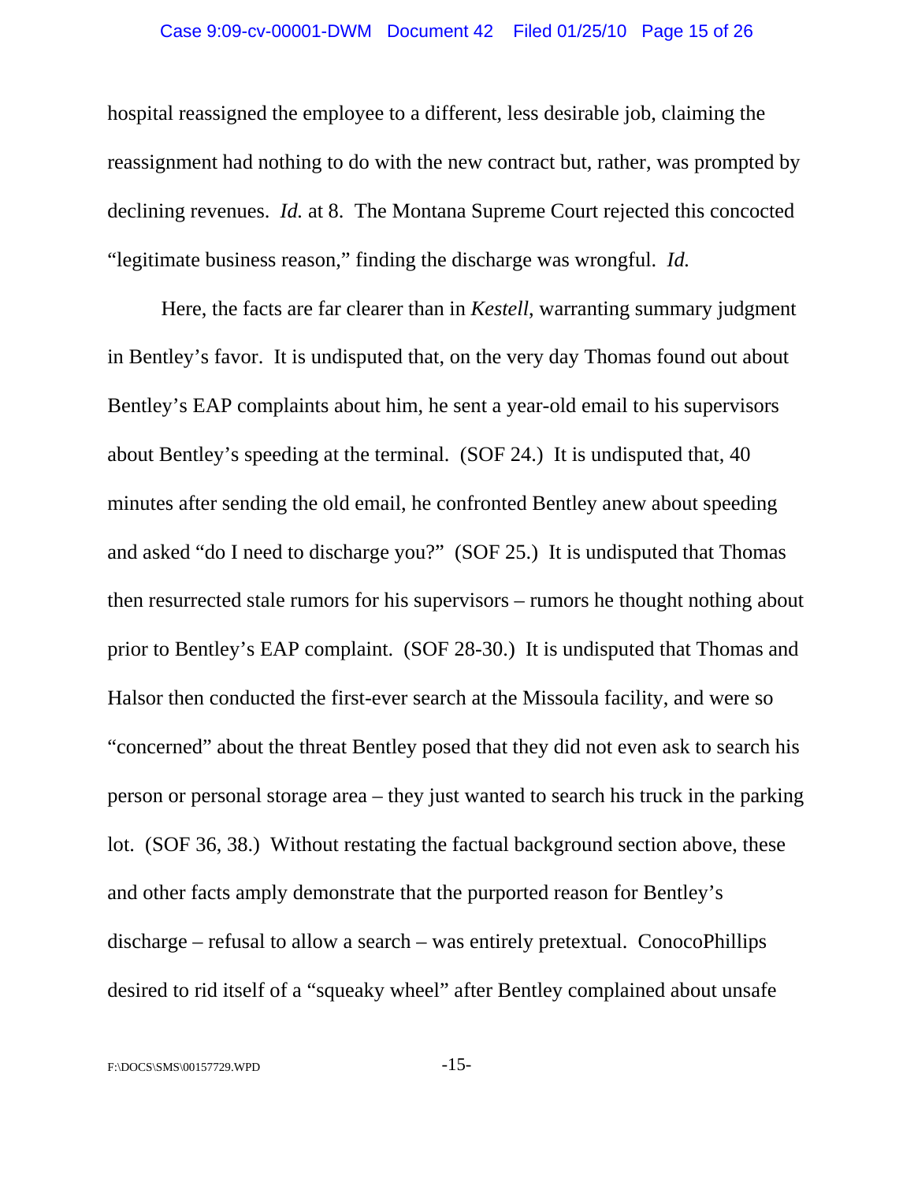hospital reassigned the employee to a different, less desirable job, claiming the reassignment had nothing to do with the new contract but, rather, was prompted by declining revenues. *Id.* at 8. The Montana Supreme Court rejected this concocted "legitimate business reason," finding the discharge was wrongful. *Id.*

Here, the facts are far clearer than in *Kestell*, warranting summary judgment in Bentley's favor. It is undisputed that, on the very day Thomas found out about Bentley's EAP complaints about him, he sent a year-old email to his supervisors about Bentley's speeding at the terminal. (SOF 24.) It is undisputed that, 40 minutes after sending the old email, he confronted Bentley anew about speeding and asked "do I need to discharge you?" (SOF 25.) It is undisputed that Thomas then resurrected stale rumors for his supervisors – rumors he thought nothing about prior to Bentley's EAP complaint. (SOF 28-30.) It is undisputed that Thomas and Halsor then conducted the first-ever search at the Missoula facility, and were so "concerned" about the threat Bentley posed that they did not even ask to search his person or personal storage area – they just wanted to search his truck in the parking lot. (SOF 36, 38.) Without restating the factual background section above, these and other facts amply demonstrate that the purported reason for Bentley's discharge – refusal to allow a search – was entirely pretextual. ConocoPhillips desired to rid itself of a "squeaky wheel" after Bentley complained about unsafe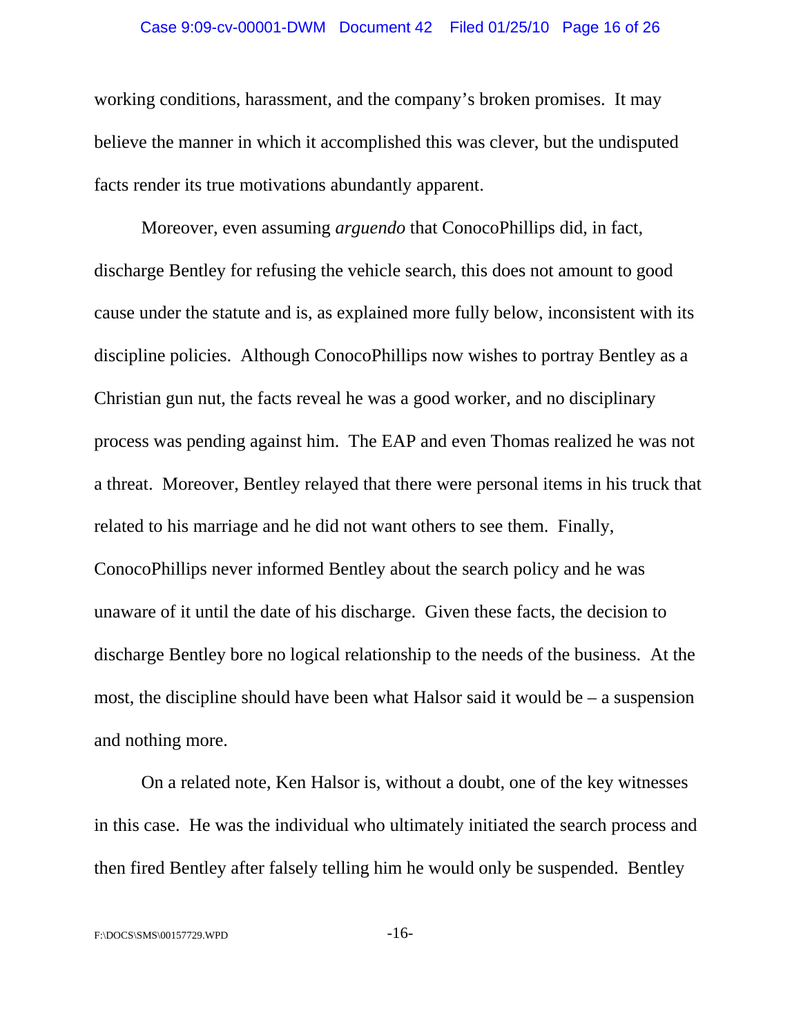working conditions, harassment, and the company's broken promises. It may believe the manner in which it accomplished this was clever, but the undisputed facts render its true motivations abundantly apparent.

Moreover, even assuming *arguendo* that ConocoPhillips did, in fact, discharge Bentley for refusing the vehicle search, this does not amount to good cause under the statute and is, as explained more fully below, inconsistent with its discipline policies. Although ConocoPhillips now wishes to portray Bentley as a Christian gun nut, the facts reveal he was a good worker, and no disciplinary process was pending against him. The EAP and even Thomas realized he was not a threat. Moreover, Bentley relayed that there were personal items in his truck that related to his marriage and he did not want others to see them. Finally, ConocoPhillips never informed Bentley about the search policy and he was unaware of it until the date of his discharge. Given these facts, the decision to discharge Bentley bore no logical relationship to the needs of the business. At the most, the discipline should have been what Halsor said it would be – a suspension and nothing more.

On a related note, Ken Halsor is, without a doubt, one of the key witnesses in this case. He was the individual who ultimately initiated the search process and then fired Bentley after falsely telling him he would only be suspended. Bentley

F:\DOCS\SMS\00157729.WPD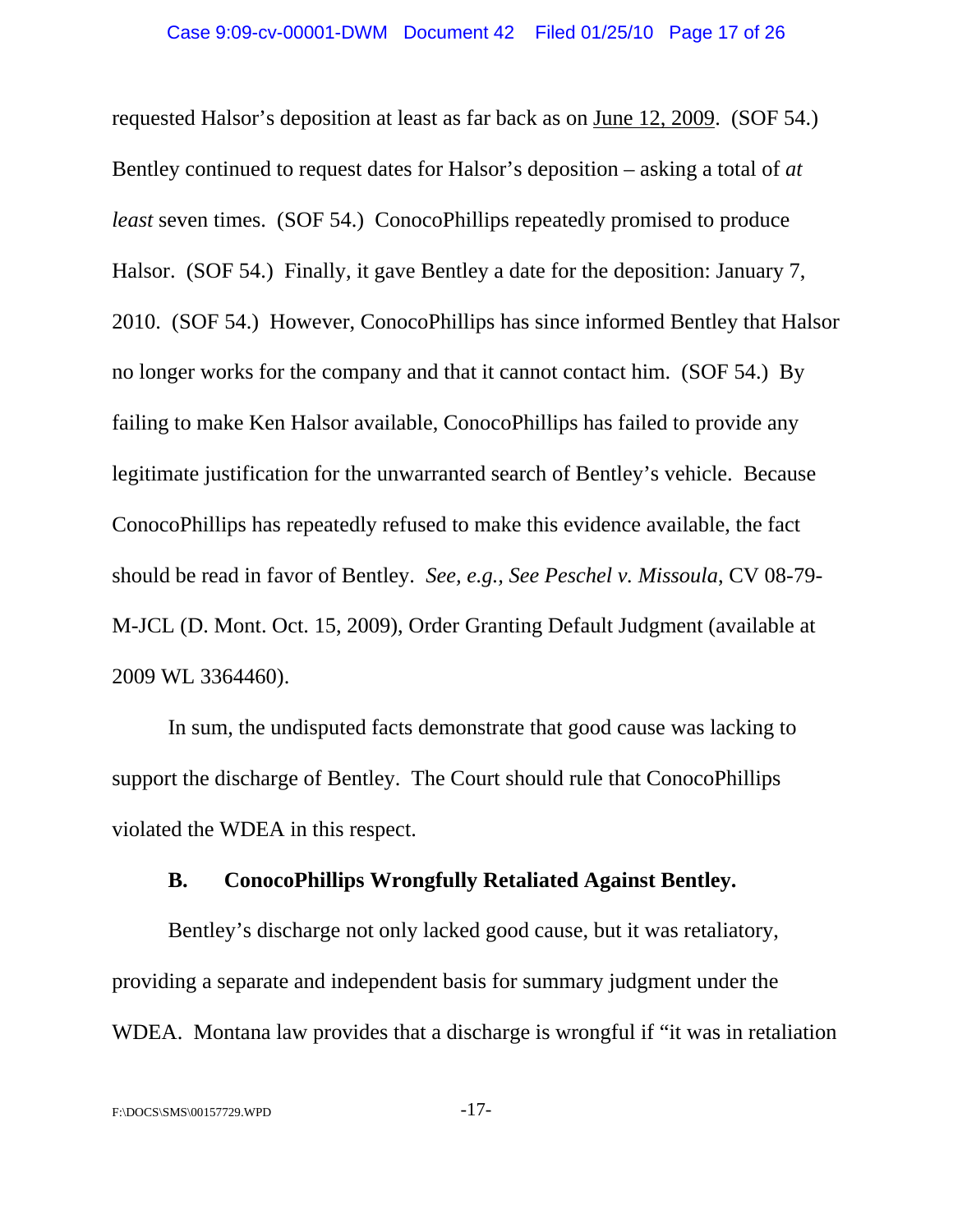requested Halsor's deposition at least as far back as on <u>June 12, 2009</u>. (SOF 54.) Bentley continued to request dates for Halsor's deposition – asking a total of *at least* seven times. (SOF 54.) ConocoPhillips repeatedly promised to produce Halsor. (SOF 54.) Finally, it gave Bentley a date for the deposition: January 7, 2010. (SOF 54.) However, ConocoPhillips has since informed Bentley that Halsor no longer works for the company and that it cannot contact him. (SOF 54.) By failing to make Ken Halsor available, ConocoPhillips has failed to provide any legitimate justification for the unwarranted search of Bentley's vehicle. Because ConocoPhillips has repeatedly refused to make this evidence available, the fact should be read in favor of Bentley. *See, e.g., See Peschel v. Missoula*, CV 08-79-M-JCL (D. Mont. Oct. 15, 2009), Order Granting Default Judgment (available at 2009 WL 3364460).

In sum, the undisputed facts demonstrate that good cause was lacking to support the discharge of Bentley. The Court should rule that ConocoPhillips violated the WDEA in this respect.

### B. ConocoPhillips Wrongfully Retaliated Against Bentley.

Bentley's discharge not only lacked good cause, but it was retaliatory, providing a separate and independent basis for summary judgment under the WDEA. Montana law provides that a discharge is wrongful if "it was in retaliation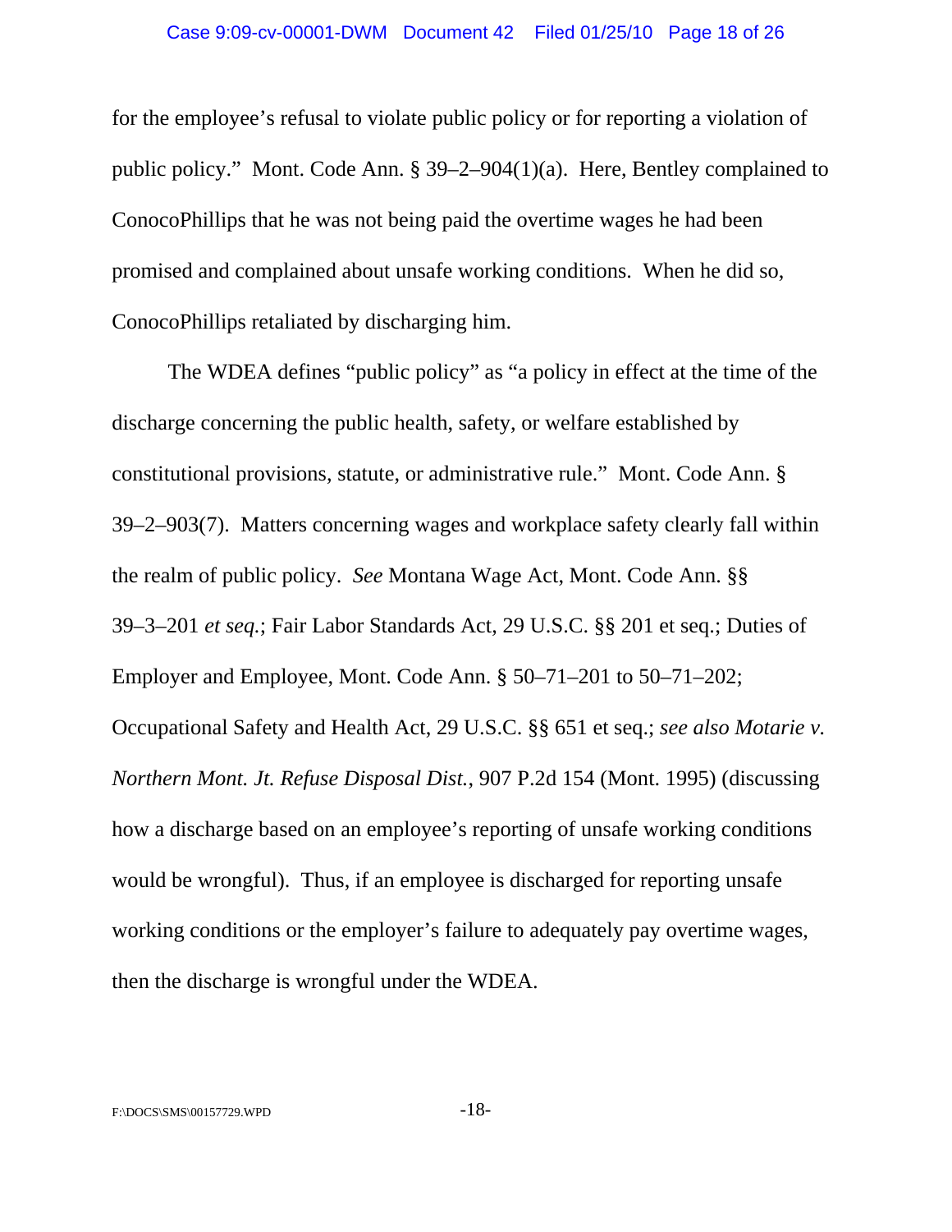for the employee's refusal to violate public policy or for reporting a violation of public policy." Mont. Code Ann. § 39–2–904(1)(a). Here, Bentley complained to ConocoPhillips that he was not being paid the overtime wages he had been promised and complained about unsafe working conditions. When he did so, ConocoPhillips retaliated by discharging him.

The WDEA defines "public policy" as "a policy in effect at the time of the discharge concerning the public health, safety, or welfare established by constitutional provisions, statute, or administrative rule." Mont. Code Ann. § 39–2–903(7). Matters concerning wages and workplace safety clearly fall within the realm of public policy. *See* Montana Wage Act, Mont. Code Ann. §§ 39–3–201 *et seq.*; Fair Labor Standards Act, 29 U.S.C. §§ 201 et seq.; Duties of Employer and Employee, Mont. Code Ann. § 50–71–201 to 50–71–202; Occupational Safety and Health Act, 29 U.S.C. §§ 651 et seq.; *see also Motarie v. Northern Mont. Jt. Refuse Disposal Dist.*, 907 P.2d 154 (Mont. 1995) (discussing how a discharge based on an employee's reporting of unsafe working conditions would be wrongful). Thus, if an employee is discharged for reporting unsafe working conditions or the employer's failure to adequately pay overtime wages, then the discharge is wrongful under the WDEA.

F:\DOCS\SMS\00157729.WPD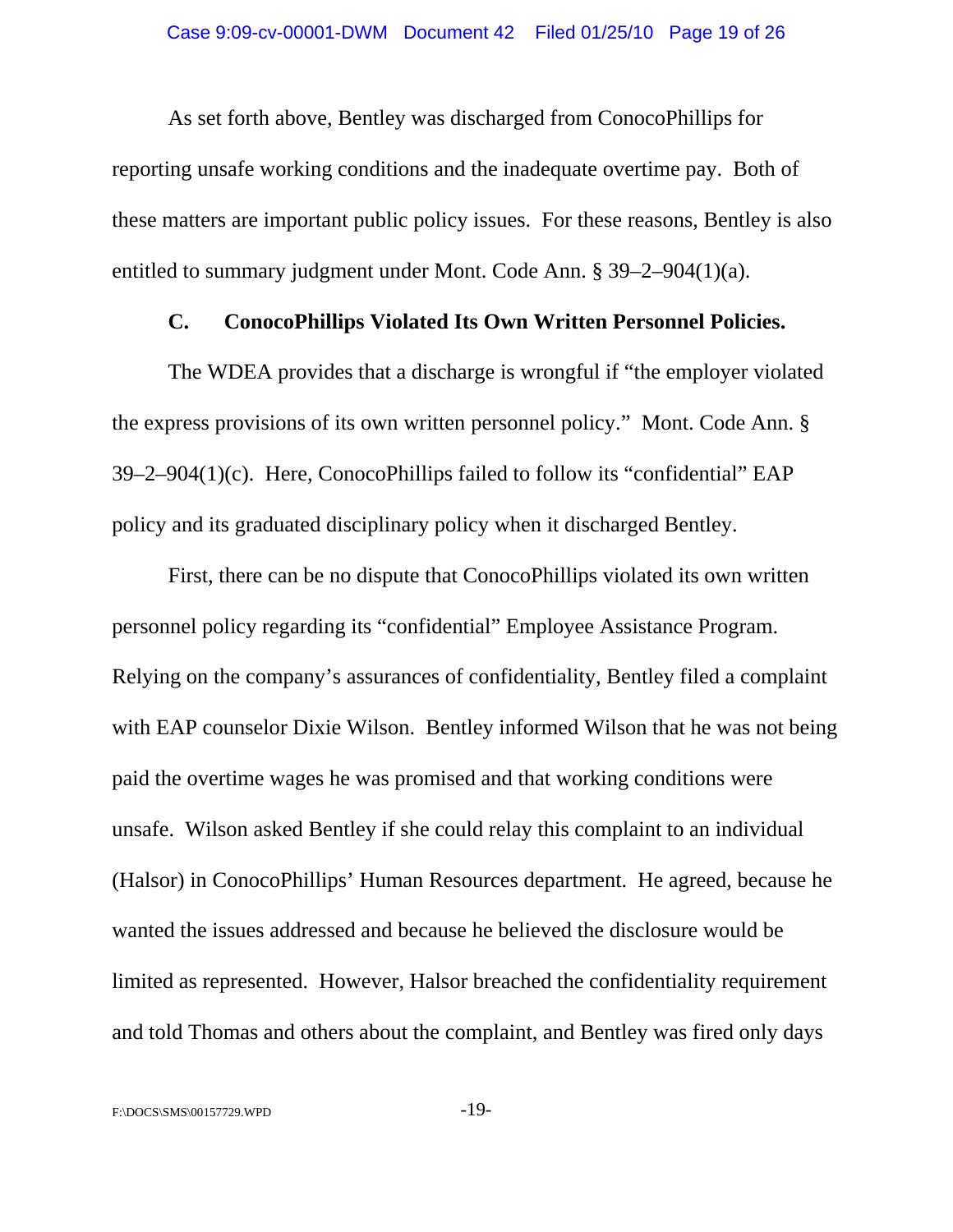As set forth above, Bentley was discharged from ConocoPhillips for reporting unsafe working conditions and the inadequate overtime pay. Both of these matters are important public policy issues. For these reasons, Bentley is also entitled to summary judgment under Mont. Code Ann. § 39–2–904(1)(a).

### C. ConocoPhillips Violated Its Own Written Personnel Policies.

The WDEA provides that a discharge is wrongful if "the employer violated the express provisions of its own written personnel policy." Mont. Code Ann. § 39–2–904(1)(c). Here, ConocoPhillips failed to follow its "confidential" EAP policy and its graduated disciplinary policy when it discharged Bentley.

First, there can be no dispute that ConocoPhillips violated its own written personnel policy regarding its "confidential" Employee Assistance Program. Relying on the company's assurances of confidentiality, Bentley filed a complaint with EAP counselor Dixie Wilson. Bentley informed Wilson that he was not being paid the overtime wages he was promised and that working conditions were unsafe. Wilson asked Bentley if she could relay this complaint to an individual (Halsor) in ConocoPhillips' Human Resources department. He agreed, because he wanted the issues addressed and because he believed the disclosure would be limited as represented. However, Halsor breached the confidentiality requirement and told Thomas and others about the complaint, and Bentley was fired only days

F:\DOCS\SMS\00157729.WPD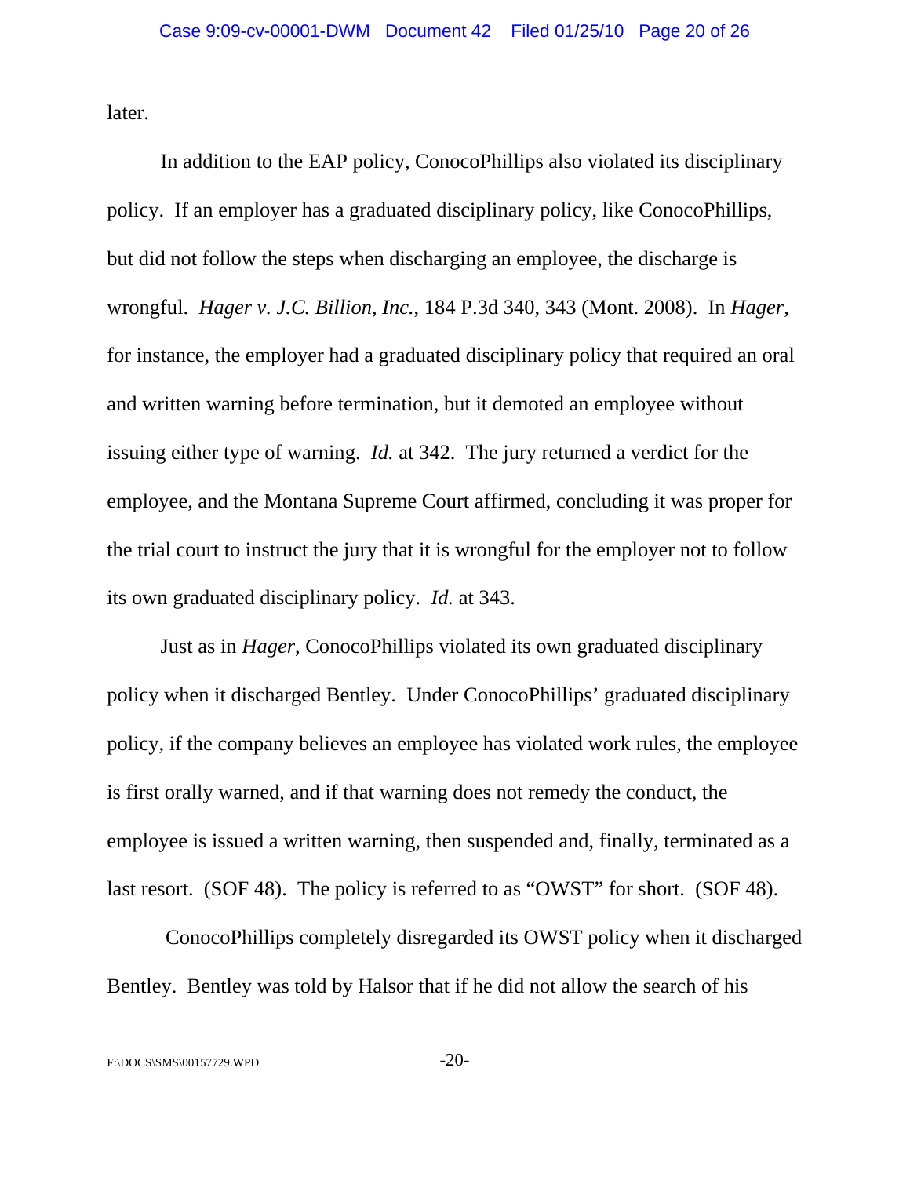later.

In addition to the EAP policy, ConocoPhillips also violated its disciplinary policy. If an employer has a graduated disciplinary policy, like ConocoPhillips, but did not follow the steps when discharging an employee, the discharge is wrongful. *Hager v. J.C. Billion, Inc.*, 184 P.3d 340, 343 (Mont. 2008). In *Hager*, for instance, the employer had a graduated disciplinary policy that required an oral and written warning before termination, but it demoted an employee without issuing either type of warning. *Id.* at 342. The jury returned a verdict for the employee, and the Montana Supreme Court affirmed, concluding it was proper for the trial court to instruct the jury that it is wrongful for the employer not to follow its own graduated disciplinary policy. *Id.* at 343.

Just as in *Hager*, ConocoPhillips violated its own graduated disciplinary policy when it discharged Bentley. Under ConocoPhillips' graduated disciplinary policy, if the company believes an employee has violated work rules, the employee is first orally warned, and if that warning does not remedy the conduct, the employee is issued a written warning, then suspended and, finally, terminated as a last resort. (SOF 48). The policy is referred to as "OWST" for short. (SOF 48).

ConocoPhillips completely disregarded its OWST policy when it discharged Bentley. Bentley was told by Halsor that if he did not allow the search of his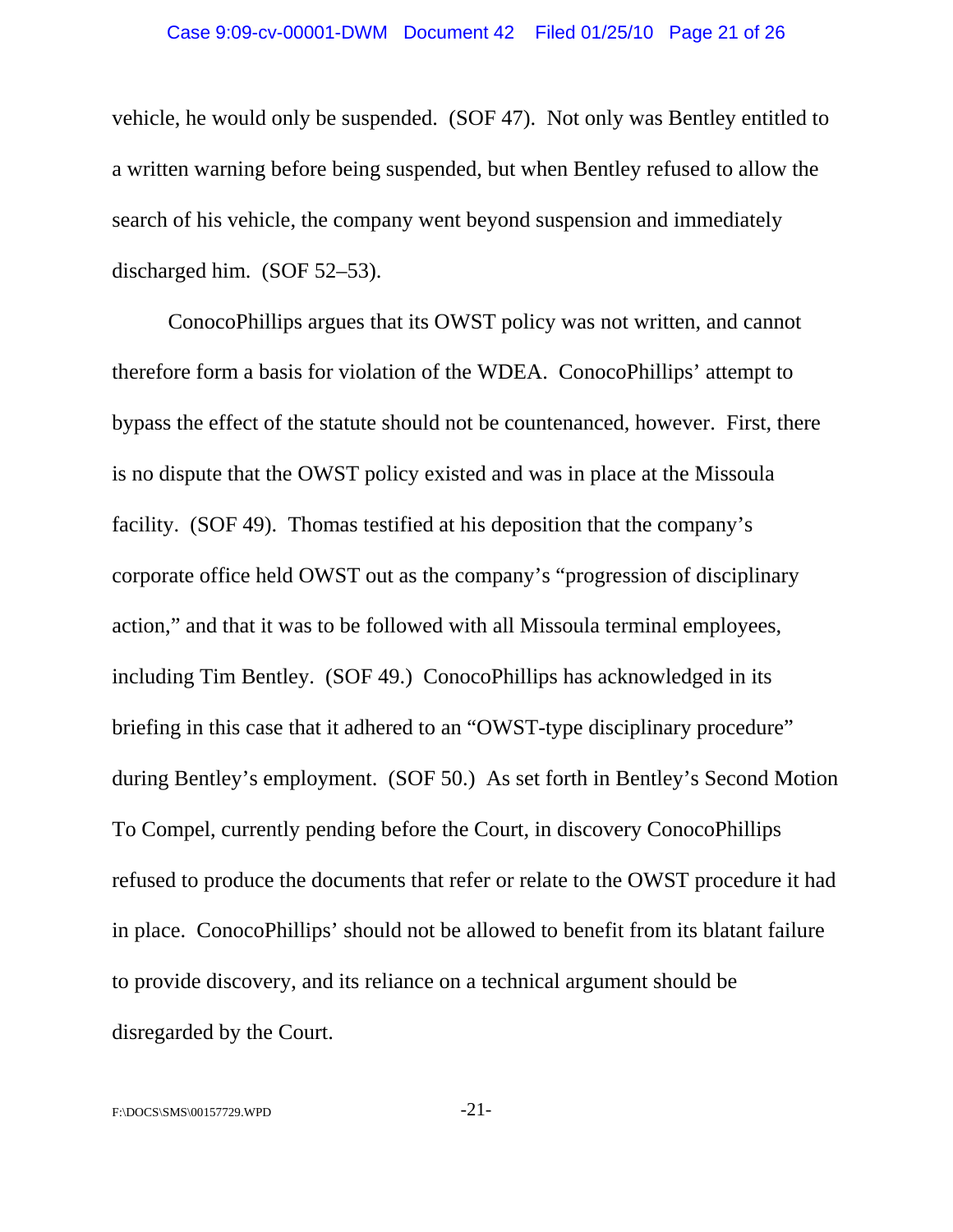vehicle, he would only be suspended. (SOF 47). Not only was Bentley entitled to a written warning before being suspended, but when Bentley refused to allow the search of his vehicle, the company went beyond suspension and immediately discharged him. (SOF 52–53).

ConocoPhillips argues that its OWST policy was not written, and cannot therefore form a basis for violation of the WDEA. ConocoPhillips' attempt to bypass the effect of the statute should not be countenanced, however. First, there is no dispute that the OWST policy existed and was in place at the Missoula facility. (SOF 49). Thomas testified at his deposition that the company's corporate office held OWST out as the company's "progression of disciplinary action," and that it was to be followed with all Missoula terminal employees, including Tim Bentley. (SOF 49.) ConocoPhillips has acknowledged in its briefing in this case that it adhered to an "OWST-type disciplinary procedure" during Bentley's employment. (SOF 50.) As set forth in Bentley's Second Motion To Compel, currently pending before the Court, in discovery ConocoPhillips refused to produce the documents that refer or relate to the OWST procedure it had in place. ConocoPhillips' should not be allowed to benefit from its blatant failure to provide discovery, and its reliance on a technical argument should be disregarded by the Court.

F:\DOCS\SMS\00157729.WPD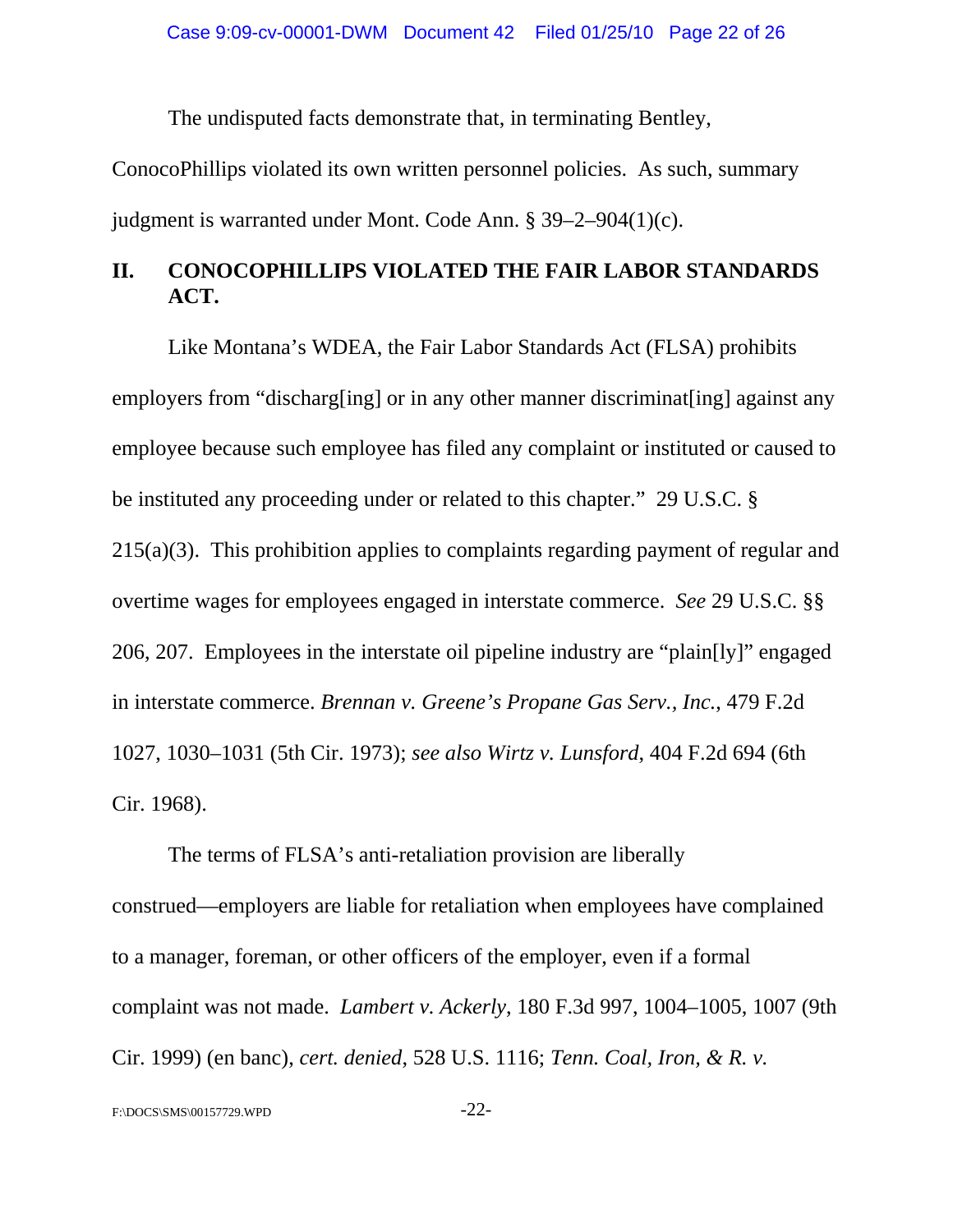The undisputed facts demonstrate that, in terminating Bentley, ConocoPhillips violated its own written personnel policies. As such, summary judgment is warranted under Mont. Code Ann. § 39–2–904(1)(c).

## II. CONOCOPHILLIPS VIOLATED THE FAIR LABOR STANDARDS ACT.

Like Montana's WDEA, the Fair Labor Standards Act (FLSA) prohibits employers from "discharg[ing] or in any other manner discriminat[ing] against any employee because such employee has filed any complaint or instituted or caused to be instituted any proceeding under or related to this chapter." 29 U.S.C. § 215(a)(3). This prohibition applies to complaints regarding payment of regular and overtime wages for employees engaged in interstate commerce. *See* 29 U.S.C. §§ 206, 207. Employees in the interstate oil pipeline industry are "plain[ly]" engaged in interstate commerce. *Brennan v. Greene's Propane Gas Serv., Inc.*, 479 F.2d 1027, 1030–1031 (5th Cir. 1973); *see also Wirtz v. Lunsford*, 404 F.2d 694 (6th Cir. 1968).

The terms of FLSA's anti-retaliation provision are liberally construed—employers are liable for retaliation when employees have complained to a manager, foreman, or other officers of the employer, even if a formal complaint was not made. *Lambert v. Ackerly*, 180 F.3d 997, 1004–1005, 1007 (9th Cir. 1999) (en banc), *cert. denied*, 528 U.S. 1116; *Tenn. Coal, Iron, & R. v.*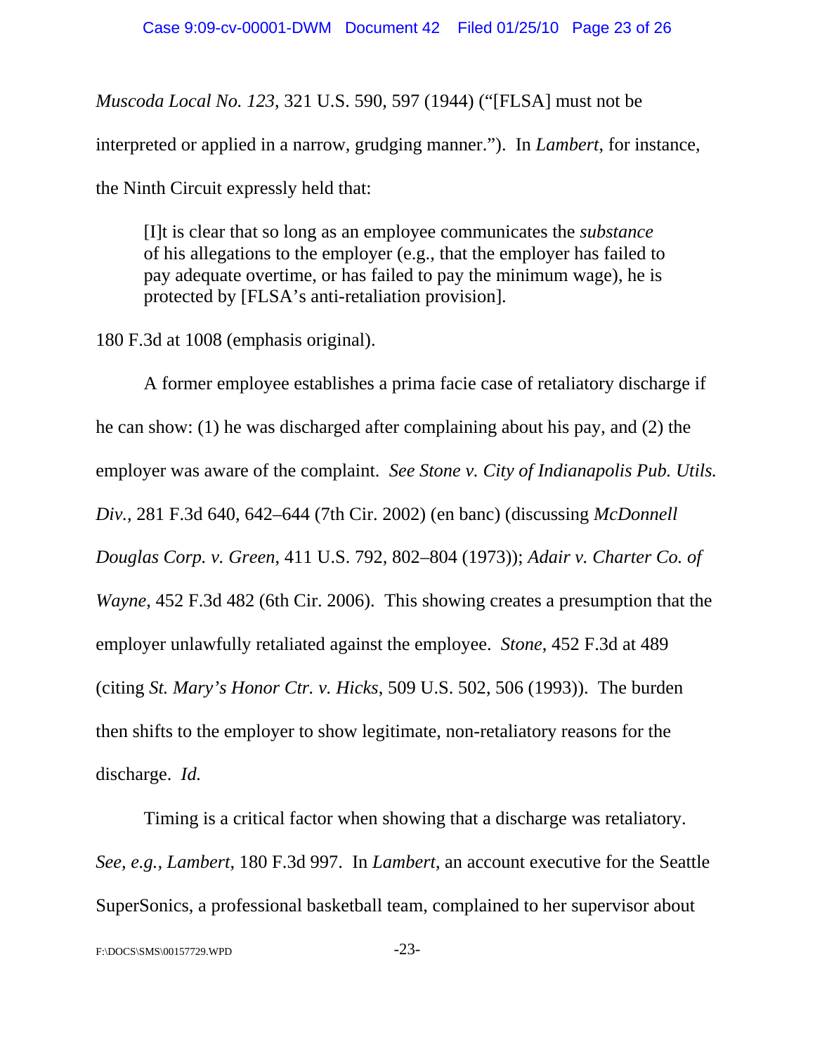*Muscoda Local No. 123*, 321 U.S. 590, 597 (1944) ("[FLSA] must not be interpreted or applied in a narrow, grudging manner."). In *Lambert*, for instance, the Ninth Circuit expressly held that:

> [I]t is clear that so long as an employee communicates the *substance* of his allegations to the employer (e.g., that the employer has failed to pay adequate overtime, or has failed to pay the minimum wage), he is protected by [FLSA's anti-retaliation provision].

180 F.3d at 1008 (emphasis original).

A former employee establishes a prima facie case of retaliatory discharge if he can show: (1) he was discharged after complaining about his pay, and (2) the employer was aware of the complaint. *See Stone v. City of Indianapolis Pub. Utils. Div.*, 281 F.3d 640, 642–644 (7th Cir. 2002) (en banc) (discussing *McDonnell Douglas Corp. v. Green*, 411 U.S. 792, 802–804 (1973)); *Adair v. Charter Co. of Wayne*, 452 F.3d 482 (6th Cir. 2006). This showing creates a presumption that the employer unlawfully retaliated against the employee. *Stone*, 452 F.3d at 489 (citing *St. Mary's Honor Ctr. v. Hicks*, 509 U.S. 502, 506 (1993)). The burden then shifts to the employer to show legitimate, non-retaliatory reasons for the discharge. *Id.*

Timing is a critical factor when showing that a discharge was retaliatory. *See, e.g.*, *Lambert*, 180 F.3d 997. In *Lambert*, an account executive for the Seattle SuperSonics, a professional basketball team, complained to her supervisor about

F:\DOCS\SMS\00157729.WPD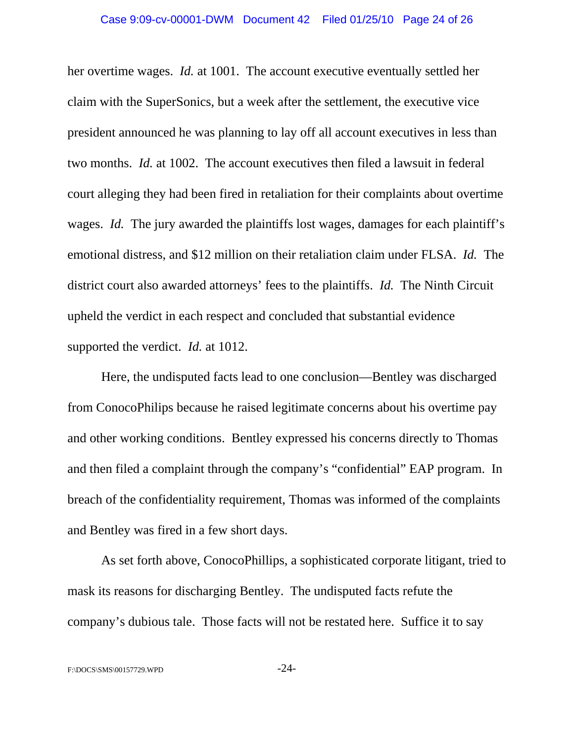her overtime wages. *Id.* at 1001. The account executive eventually settled her claim with the SuperSonics, but a week after the settlement, the executive vice president announced he was planning to lay off all account executives in less than two months. *Id.* at 1002. The account executives then filed a lawsuit in federal court alleging they had been fired in retaliation for their complaints about overtime wages. *Id.* The jury awarded the plaintiffs lost wages, damages for each plaintiff's emotional distress, and $12 million on their retaliation claim under FLSA. *Id.* The district court also awarded attorneys' fees to the plaintiffs. *Id.* The Ninth Circuit upheld the verdict in each respect and concluded that substantial evidence supported the verdict. *Id.* at 1012.

Here, the undisputed facts lead to one conclusion—Bentley was discharged from ConocoPhilips because he raised legitimate concerns about his overtime pay and other working conditions. Bentley expressed his concerns directly to Thomas and then filed a complaint through the company's "confidential" EAP program. In breach of the confidentiality requirement, Thomas was informed of the complaints and Bentley was fired in a few short days.

As set forth above, ConocoPhillips, a sophisticated corporate litigant, tried to mask its reasons for discharging Bentley. The undisputed facts refute the company's dubious tale. Those facts will not be restated here. Suffice it to say

F:\DOCS\SMS\00157729.WPD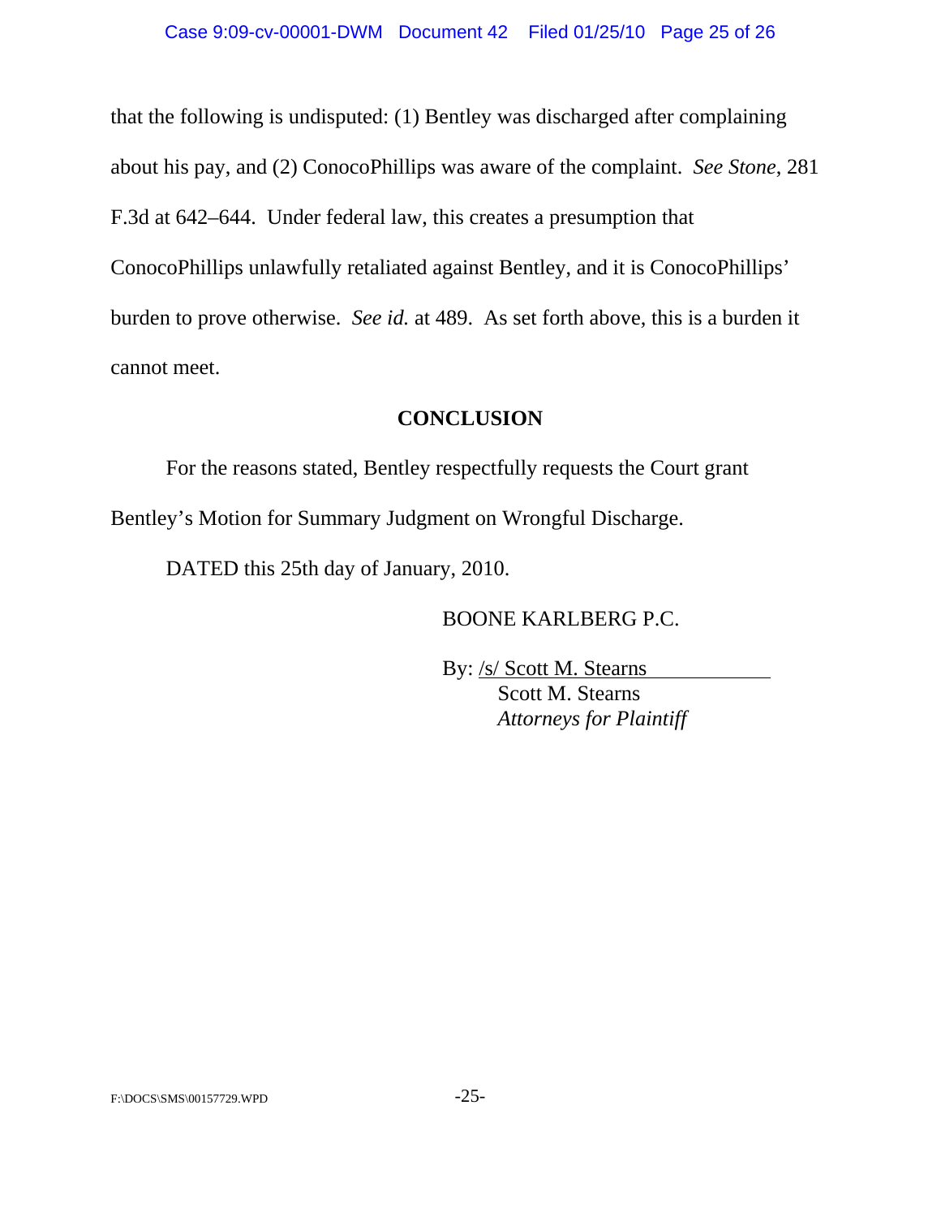that the following is undisputed: (1) Bentley was discharged after complaining about his pay, and (2) ConocoPhillips was aware of the complaint. *See Stone*, 281 F.3d at 642–644. Under federal law, this creates a presumption that ConocoPhillips unlawfully retaliated against Bentley, and it is ConocoPhillips' burden to prove otherwise. *See id.* at 489. As set forth above, this is a burden it cannot meet.

## CONCLUSION

For the reasons stated, Bentley respectfully requests the Court grant Bentley's Motion for Summary Judgment on Wrongful Discharge.

DATED this 25th day of January, 2010.

BOONE KARLBERG P.C.

By: /s/ Scott M. Stearns
Scott M. Stearns
*Attorneys for Plaintiff*

F:\DOCS\SMS\00157729.WPD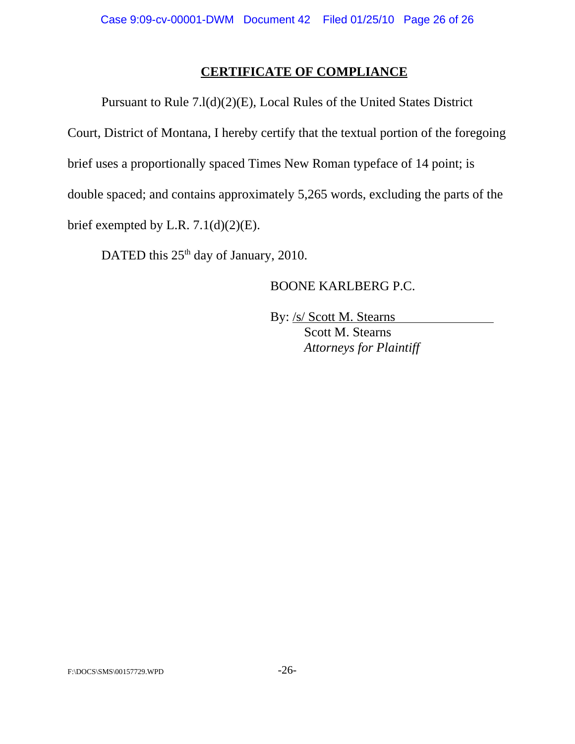## CERTIFICATE OF COMPLIANCE

Pursuant to Rule 7.l(d)(2)(E), Local Rules of the United States District Court, District of Montana, I hereby certify that the textual portion of the foregoing brief uses a proportionally spaced Times New Roman typeface of 14 point; is double spaced; and contains approximately 5,265 words, excluding the parts of the brief exempted by L.R. 7.1(d)(2)(E).

DATED this 25th day of January, 2010.

BOONE KARLBERG P.C.

By: /s/ Scott M. Stearns
Scott M. Stearns
*Attorneys for Plaintiff*

F:\DOCS\SMS\00157729.WPD